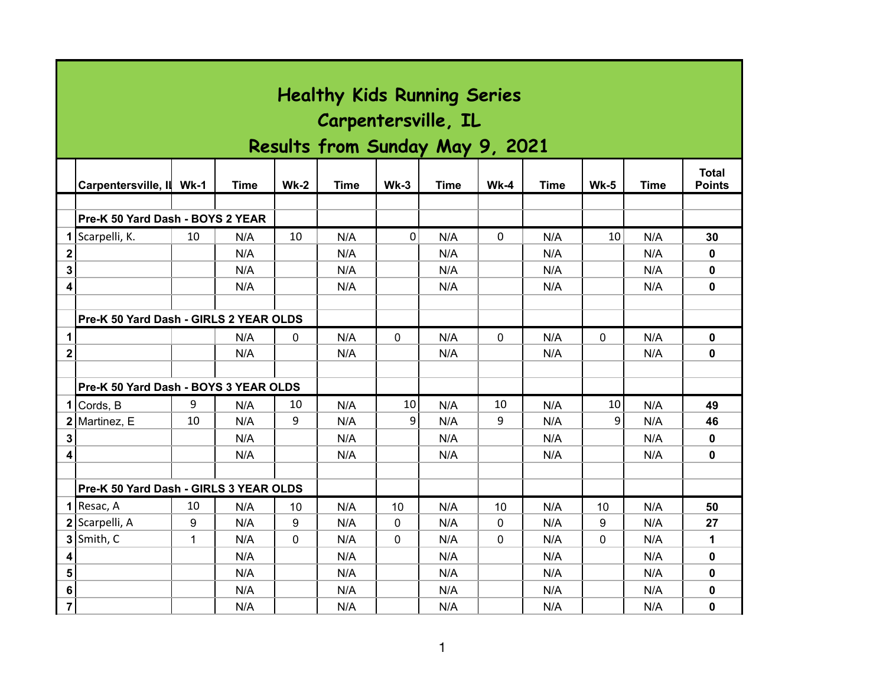# Healthy Kids Running Series
# Carpentersville, IL
# Results from Sunday May 9, 2021

| | Carpentersville, IL | Wk-1 | Time | Wk-2 | Time | Wk-3 | Time | Wk-4 | Time | Wk-5 | Time | Total Points |
|---|---|---|---|---|---|---|---|---|---|---|---|---|
| | | | | | | | | | | | | |
| | **Pre-K 50 Yard Dash - BOYS 2 YEAR** | | | | | | | | | | | |
| **1** | Scarpelli, K. | 10 | N/A | 10 | N/A | 0 | N/A | 0 | N/A | 10 | N/A | **30** |
| **2** | | | N/A | | N/A | | N/A | | N/A | | N/A | **0** |
| **3** | | | N/A | | N/A | | N/A | | N/A | | N/A | **0** |
| **4** | | | N/A | | N/A | | N/A | | N/A | | N/A | **0** |
| | | | | | | | | | | | | |
| | **Pre-K 50 Yard Dash - GIRLS 2 YEAR OLDS** | | | | | | | | | | | |
| **1** | | | N/A | 0 | N/A | 0 | N/A | 0 | N/A | 0 | N/A | **0** |
| **2** | | | N/A | | N/A | | N/A | | N/A | | N/A | **0** |
| | | | | | | | | | | | | |
| | **Pre-K 50 Yard Dash - BOYS 3 YEAR OLDS** | | | | | | | | | | | |
| **1** | Cords, B | 9 | N/A | 10 | N/A | 10 | N/A | 10 | N/A | 10 | N/A | **49** |
| **2** | Martinez, E | 10 | N/A | 9 | N/A | 9 | N/A | 9 | N/A | 9 | N/A | **46** |
| **3** | | | N/A | | N/A | | N/A | | N/A | | N/A | **0** |
| **4** | | | N/A | | N/A | | N/A | | N/A | | N/A | **0** |
| | | | | | | | | | | | | |
| | **Pre-K 50 Yard Dash - GIRLS 3 YEAR OLDS** | | | | | | | | | | | |
| **1** | Resac, A | 10 | N/A | 10 | N/A | 10 | N/A | 10 | N/A | 10 | N/A | **50** |
| **2** | Scarpelli, A | 9 | N/A | 9 | N/A | 0 | N/A | 0 | N/A | 9 | N/A | **27** |
| **3** | Smith, C | 1 | N/A | 0 | N/A | 0 | N/A | 0 | N/A | 0 | N/A | **1** |
| **4** | | | N/A | | N/A | | N/A | | N/A | | N/A | **0** |
| **5** | | | N/A | | N/A | | N/A | | N/A | | N/A | **0** |
| **6** | | | N/A | | N/A | | N/A | | N/A | | N/A | **0** |
| **7** | | | N/A | | N/A | | N/A | | N/A | | N/A | **0** |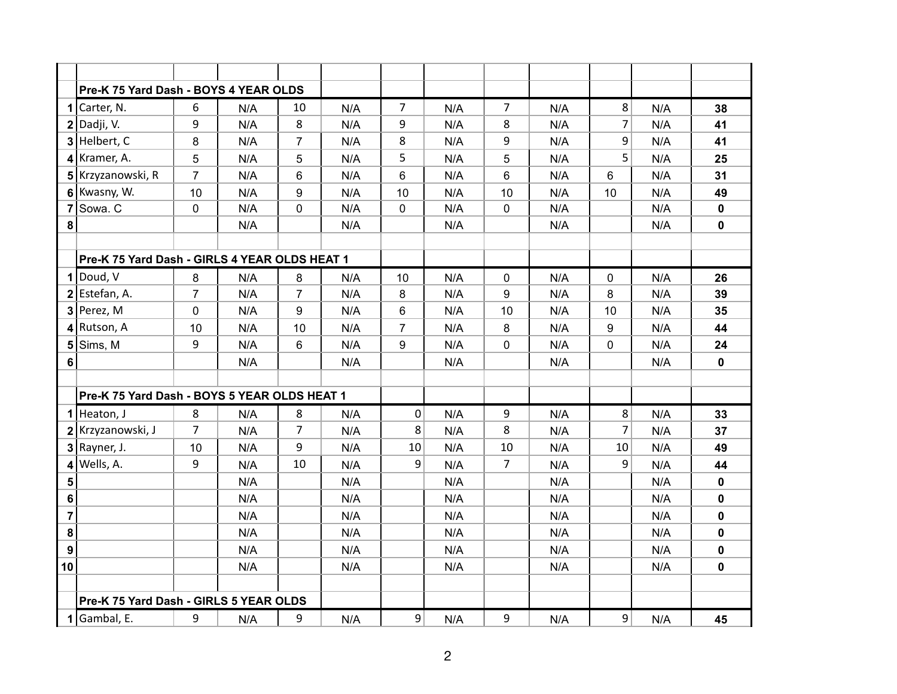| | | | | | | | | | | | | |
|---|---|---|---|---|---|---|---|---|---|---|---|---|
| | **Pre-K 75 Yard Dash - BOYS 4 YEAR OLDS** | | | | | | | | | | | |
| **1** | Carter, N. | 6 | N/A | 10 | N/A | 7 | N/A | 7 | N/A | 8 | N/A | **38** |
| **2** | Dadji, V. | 9 | N/A | 8 | N/A | 9 | N/A | 8 | N/A | 7 | N/A | **41** |
| **3** | Helbert, C | 8 | N/A | 7 | N/A | 8 | N/A | 9 | N/A | 9 | N/A | **41** |
| **4** | Kramer, A. | 5 | N/A | 5 | N/A | 5 | N/A | 5 | N/A | 5 | N/A | **25** |
| **5** | Krzyzanowski, R | 7 | N/A | 6 | N/A | 6 | N/A | 6 | N/A | 6 | N/A | **31** |
| **6** | Kwasny, W. | 10 | N/A | 9 | N/A | 10 | N/A | 10 | N/A | 10 | N/A | **49** |
| **7** | Sowa. C | 0 | N/A | 0 | N/A | 0 | N/A | 0 | N/A | | N/A | **0** |
| **8** | | | N/A | | N/A | | N/A | | N/A | | N/A | **0** |
| | | | | | | | | | | | | |
| | **Pre-K 75 Yard Dash - GIRLS 4 YEAR OLDS HEAT 1** | | | | | | | | | | | |
| **1** | Doud, V | 8 | N/A | 8 | N/A | 10 | N/A | 0 | N/A | 0 | N/A | **26** |
| **2** | Estefan, A. | 7 | N/A | 7 | N/A | 8 | N/A | 9 | N/A | 8 | N/A | **39** |
| **3** | Perez, M | 0 | N/A | 9 | N/A | 6 | N/A | 10 | N/A | 10 | N/A | **35** |
| **4** | Rutson, A | 10 | N/A | 10 | N/A | 7 | N/A | 8 | N/A | 9 | N/A | **44** |
| **5** | Sims, M | 9 | N/A | 6 | N/A | 9 | N/A | 0 | N/A | 0 | N/A | **24** |
| **6** | | | N/A | | N/A | | N/A | | N/A | | N/A | **0** |
| | | | | | | | | | | | | |
| | **Pre-K 75 Yard Dash - BOYS 5 YEAR OLDS HEAT 1** | | | | | | | | | | | |
| **1** | Heaton, J | 8 | N/A | 8 | N/A | 0 | N/A | 9 | N/A | 8 | N/A | **33** |
| **2** | Krzyzanowski, J | 7 | N/A | 7 | N/A | 8 | N/A | 8 | N/A | 7 | N/A | **37** |
| **3** | Rayner, J. | 10 | N/A | 9 | N/A | 10 | N/A | 10 | N/A | 10 | N/A | **49** |
| **4** | Wells, A. | 9 | N/A | 10 | N/A | 9 | N/A | 7 | N/A | 9 | N/A | **44** |
| **5** | | | N/A | | N/A | | N/A | | N/A | | N/A | **0** |
| **6** | | | N/A | | N/A | | N/A | | N/A | | N/A | **0** |
| **7** | | | N/A | | N/A | | N/A | | N/A | | N/A | **0** |
| **8** | | | N/A | | N/A | | N/A | | N/A | | N/A | **0** |
| **9** | | | N/A | | N/A | | N/A | | N/A | | N/A | **0** |
| **10** | | | N/A | | N/A | | N/A | | N/A | | N/A | **0** |
| | | | | | | | | | | | | |
| | **Pre-K 75 Yard Dash - GIRLS 5 YEAR OLDS** | | | | | | | | | | | |
| **1** | Gambal, E. | 9 | N/A | 9 | N/A | 9 | N/A | 9 | N/A | 9 | N/A | **45** |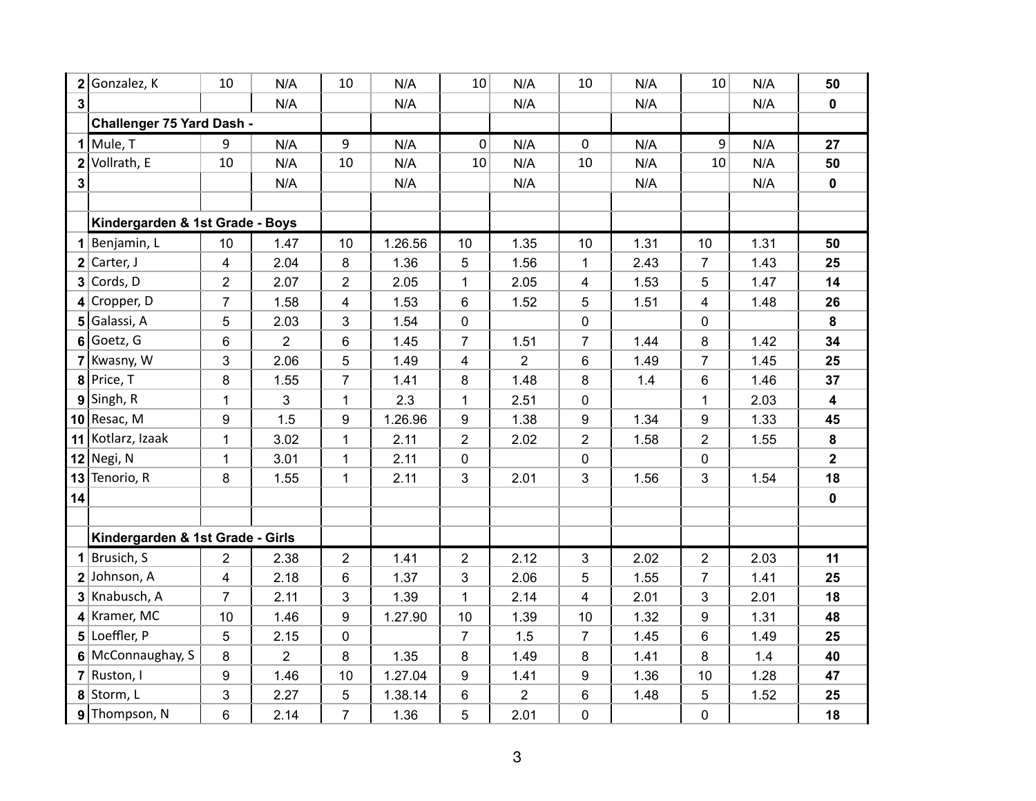| | | | | | | | | | | | | |
|---|---|---|---|---|---|---|---|---|---|---|---|---|
| 2 | Gonzalez, K | 10 | N/A | 10 | N/A | 10 | N/A | 10 | N/A | 10 | N/A | **50** |
| 3 | | | N/A | | N/A | | N/A | | N/A | | N/A | **0** |
| | **Challenger 75 Yard Dash -** | | | | | | | | | | | |
| 1 | Mule, T | 9 | N/A | 9 | N/A | 0 | N/A | 0 | N/A | 9 | N/A | **27** |
| 2 | Vollrath, E | 10 | N/A | 10 | N/A | 10 | N/A | 10 | N/A | 10 | N/A | **50** |
| 3 | | | N/A | | N/A | | N/A | | N/A | | N/A | **0** |
| | | | | | | | | | | | | |
| | **Kindergarden & 1st Grade - Boys** | | | | | | | | | | | |
| 1 | Benjamin, L | 10 | 1.47 | 10 | 1.26.56 | 10 | 1.35 | 10 | 1.31 | 10 | 1.31 | **50** |
| 2 | Carter, J | 4 | 2.04 | 8 | 1.36 | 5 | 1.56 | 1 | 2.43 | 7 | 1.43 | **25** |
| 3 | Cords, D | 2 | 2.07 | 2 | 2.05 | 1 | 2.05 | 4 | 1.53 | 5 | 1.47 | **14** |
| 4 | Cropper, D | 7 | 1.58 | 4 | 1.53 | 6 | 1.52 | 5 | 1.51 | 4 | 1.48 | **26** |
| 5 | Galassi, A | 5 | 2.03 | 3 | 1.54 | 0 | | 0 | | 0 | | **8** |
| 6 | Goetz, G | 6 | 2 | 6 | 1.45 | 7 | 1.51 | 7 | 1.44 | 8 | 1.42 | **34** |
| 7 | Kwasny, W | 3 | 2.06 | 5 | 1.49 | 4 | 2 | 6 | 1.49 | 7 | 1.45 | **25** |
| 8 | Price, T | 8 | 1.55 | 7 | 1.41 | 8 | 1.48 | 8 | 1.4 | 6 | 1.46 | **37** |
| 9 | Singh, R | 1 | 3 | 1 | 2.3 | 1 | 2.51 | 0 | | 1 | 2.03 | **4** |
| 10 | Resac, M | 9 | 1.5 | 9 | 1.26.96 | 9 | 1.38 | 9 | 1.34 | 9 | 1.33 | **45** |
| 11 | Kotlarz, Izaak | 1 | 3.02 | 1 | 2.11 | 2 | 2.02 | 2 | 1.58 | 2 | 1.55 | **8** |
| 12 | Negi, N | 1 | 3.01 | 1 | 2.11 | 0 | | 0 | | 0 | | **2** |
| 13 | Tenorio, R | 8 | 1.55 | 1 | 2.11 | 3 | 2.01 | 3 | 1.56 | 3 | 1.54 | **18** |
| 14 | | | | | | | | | | | | **0** |
| | | | | | | | | | | | | |
| | **Kindergarden & 1st Grade - Girls** | | | | | | | | | | | |
| 1 | Brusich, S | 2 | 2.38 | 2 | 1.41 | 2 | 2.12 | 3 | 2.02 | 2 | 2.03 | **11** |
| 2 | Johnson, A | 4 | 2.18 | 6 | 1.37 | 3 | 2.06 | 5 | 1.55 | 7 | 1.41 | **25** |
| 3 | Knabusch, A | 7 | 2.11 | 3 | 1.39 | 1 | 2.14 | 4 | 2.01 | 3 | 2.01 | **18** |
| 4 | Kramer, MC | 10 | 1.46 | 9 | 1.27.90 | 10 | 1.39 | 10 | 1.32 | 9 | 1.31 | **48** |
| 5 | Loeffler, P | 5 | 2.15 | 0 | | 7 | 1.5 | 7 | 1.45 | 6 | 1.49 | **25** |
| 6 | McConnaughay, S | 8 | 2 | 8 | 1.35 | 8 | 1.49 | 8 | 1.41 | 8 | 1.4 | **40** |
| 7 | Ruston, I | 9 | 1.46 | 10 | 1.27.04 | 9 | 1.41 | 9 | 1.36 | 10 | 1.28 | **47** |
| 8 | Storm, L | 3 | 2.27 | 5 | 1.38.14 | 6 | 2 | 6 | 1.48 | 5 | 1.52 | **25** |
| 9 | Thompson, N | 6 | 2.14 | 7 | 1.36 | 5 | 2.01 | 0 | | 0 | | **18** |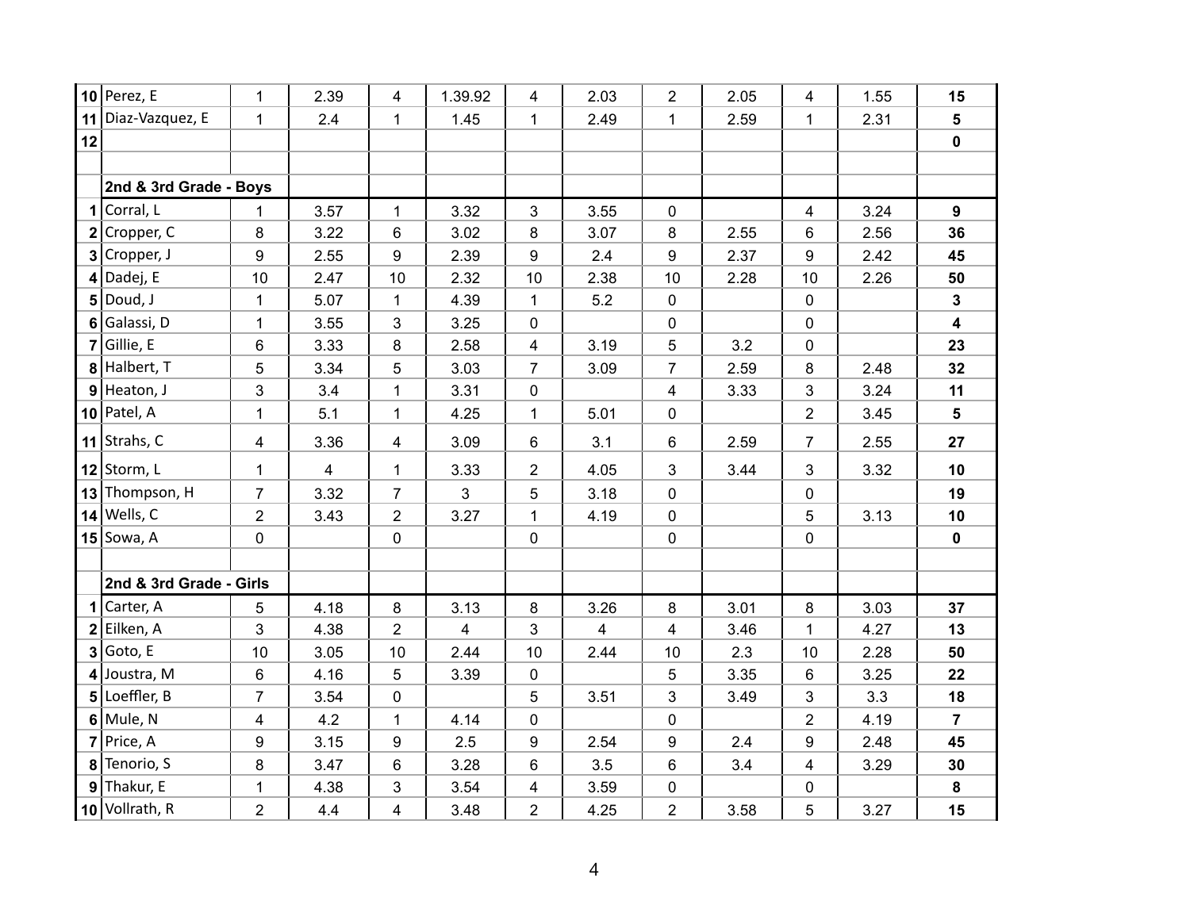| | | | | | | | | | | | | |
|---|---|---|---|---|---|---|---|---|---|---|---|---|
| 10 | Perez, E | 1 | 2.39 | 4 | 1.39.92 | 4 | 2.03 | 2 | 2.05 | 4 | 1.55 | **15** |
| 11 | Diaz-Vazquez, E | 1 | 2.4 | 1 | 1.45 | 1 | 2.49 | 1 | 2.59 | 1 | 2.31 | **5** |
| 12 | | | | | | | | | | | | **0** |
| | | | | | | | | | | | | |
| | **2nd & 3rd Grade - Boys** | | | | | | | | | | | |
| 1 | Corral, L | 1 | 3.57 | 1 | 3.32 | 3 | 3.55 | 0 | | 4 | 3.24 | **9** |
| 2 | Cropper, C | 8 | 3.22 | 6 | 3.02 | 8 | 3.07 | 8 | 2.55 | 6 | 2.56 | **36** |
| 3 | Cropper, J | 9 | 2.55 | 9 | 2.39 | 9 | 2.4 | 9 | 2.37 | 9 | 2.42 | **45** |
| 4 | Dadej, E | 10 | 2.47 | 10 | 2.32 | 10 | 2.38 | 10 | 2.28 | 10 | 2.26 | **50** |
| 5 | Doud, J | 1 | 5.07 | 1 | 4.39 | 1 | 5.2 | 0 | | 0 | | **3** |
| 6 | Galassi, D | 1 | 3.55 | 3 | 3.25 | 0 | | 0 | | 0 | | **4** |
| 7 | Gillie, E | 6 | 3.33 | 8 | 2.58 | 4 | 3.19 | 5 | 3.2 | 0 | | **23** |
| 8 | Halbert, T | 5 | 3.34 | 5 | 3.03 | 7 | 3.09 | 7 | 2.59 | 8 | 2.48 | **32** |
| 9 | Heaton, J | 3 | 3.4 | 1 | 3.31 | 0 | | 4 | 3.33 | 3 | 3.24 | **11** |
| 10 | Patel, A | 1 | 5.1 | 1 | 4.25 | 1 | 5.01 | 0 | | 2 | 3.45 | **5** |
| 11 | Strahs, C | 4 | 3.36 | 4 | 3.09 | 6 | 3.1 | 6 | 2.59 | 7 | 2.55 | **27** |
| 12 | Storm, L | 1 | 4 | 1 | 3.33 | 2 | 4.05 | 3 | 3.44 | 3 | 3.32 | **10** |
| 13 | Thompson, H | 7 | 3.32 | 7 | 3 | 5 | 3.18 | 0 | | 0 | | **19** |
| 14 | Wells, C | 2 | 3.43 | 2 | 3.27 | 1 | 4.19 | 0 | | 5 | 3.13 | **10** |
| 15 | Sowa, A | 0 | | 0 | | 0 | | 0 | | 0 | | **0** |
| | | | | | | | | | | | | |
| | **2nd & 3rd Grade - Girls** | | | | | | | | | | | |
| 1 | Carter, A | 5 | 4.18 | 8 | 3.13 | 8 | 3.26 | 8 | 3.01 | 8 | 3.03 | **37** |
| 2 | Eilken, A | 3 | 4.38 | 2 | 4 | 3 | 4 | 4 | 3.46 | 1 | 4.27 | **13** |
| 3 | Goto, E | 10 | 3.05 | 10 | 2.44 | 10 | 2.44 | 10 | 2.3 | 10 | 2.28 | **50** |
| 4 | Joustra, M | 6 | 4.16 | 5 | 3.39 | 0 | | 5 | 3.35 | 6 | 3.25 | **22** |
| 5 | Loeffler, B | 7 | 3.54 | 0 | | 5 | 3.51 | 3 | 3.49 | 3 | 3.3 | **18** |
| 6 | Mule, N | 4 | 4.2 | 1 | 4.14 | 0 | | 0 | | 2 | 4.19 | **7** |
| 7 | Price, A | 9 | 3.15 | 9 | 2.5 | 9 | 2.54 | 9 | 2.4 | 9 | 2.48 | **45** |
| 8 | Tenorio, S | 8 | 3.47 | 6 | 3.28 | 6 | 3.5 | 6 | 3.4 | 4 | 3.29 | **30** |
| 9 | Thakur, E | 1 | 4.38 | 3 | 3.54 | 4 | 3.59 | 0 | | 0 | | **8** |
| 10 | Vollrath, R | 2 | 4.4 | 4 | 3.48 | 2 | 4.25 | 2 | 3.58 | 5 | 3.27 | **15** |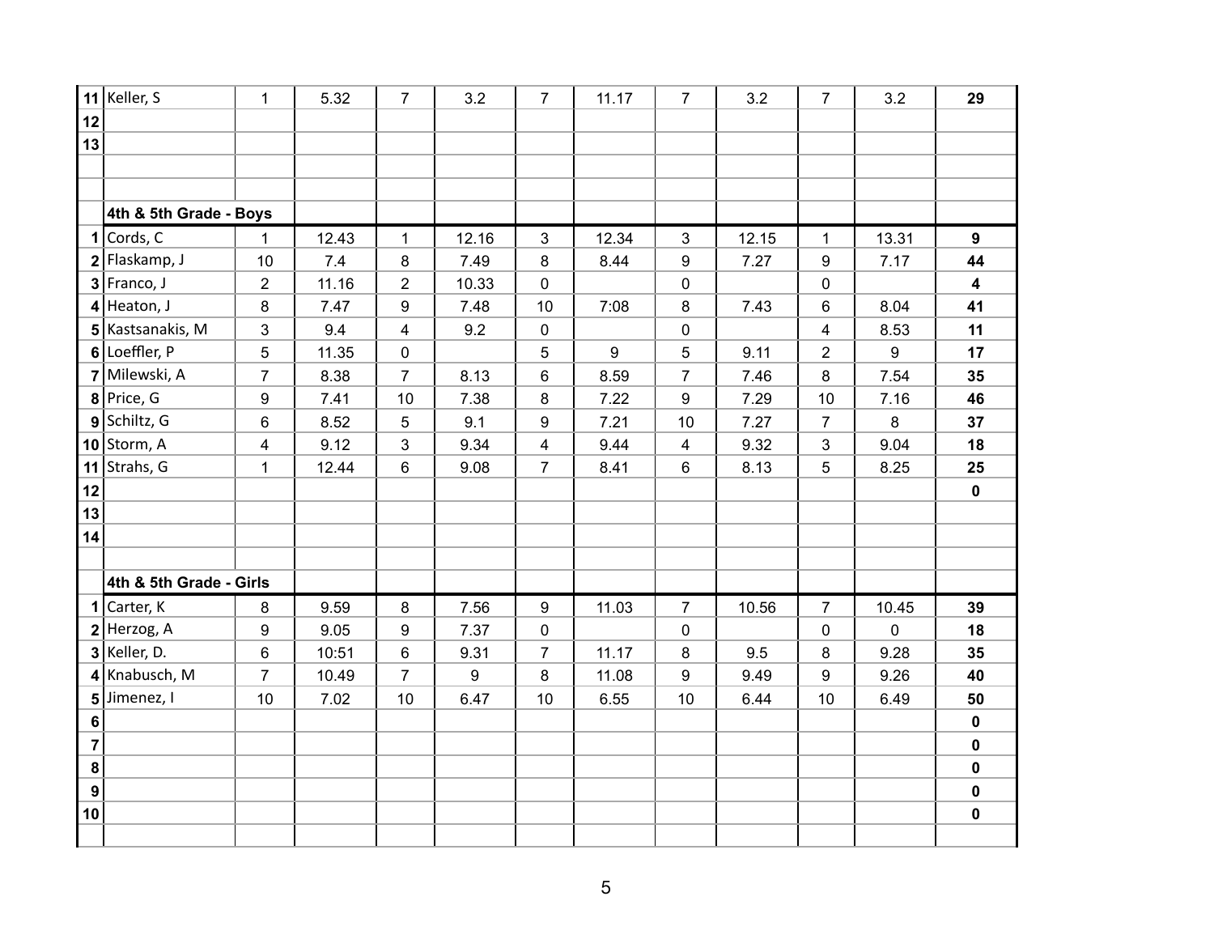| | | | | | | | | | | | | |
|---|---|---|---|---|---|---|---|---|---|---|---|---|
| **11** | Keller, S | 1 | 5.32 | 7 | 3.2 | 7 | 11.17 | 7 | 3.2 | 7 | 3.2 | **29** |
| **12** | | | | | | | | | | | | |
| **13** | | | | | | | | | | | | |
| | | | | | | | | | | | | |
| | | | | | | | | | | | | |
| | **4th & 5th Grade - Boys** | | | | | | | | | | | |
| **1** | Cords, C | 1 | 12.43 | 1 | 12.16 | 3 | 12.34 | 3 | 12.15 | 1 | 13.31 | **9** |
| **2** | Flaskamp, J | 10 | 7.4 | 8 | 7.49 | 8 | 8.44 | 9 | 7.27 | 9 | 7.17 | **44** |
| **3** | Franco, J | 2 | 11.16 | 2 | 10.33 | 0 | | 0 | | 0 | | **4** |
| **4** | Heaton, J | 8 | 7.47 | 9 | 7.48 | 10 | 7:08 | 8 | 7.43 | 6 | 8.04 | **41** |
| **5** | Kastsanakis, M | 3 | 9.4 | 4 | 9.2 | 0 | | 0 | | 4 | 8.53 | **11** |
| **6** | Loeffler, P | 5 | 11.35 | 0 | | 5 | 9 | 5 | 9.11 | 2 | 9 | **17** |
| **7** | Milewski, A | 7 | 8.38 | 7 | 8.13 | 6 | 8.59 | 7 | 7.46 | 8 | 7.54 | **35** |
| **8** | Price, G | 9 | 7.41 | 10 | 7.38 | 8 | 7.22 | 9 | 7.29 | 10 | 7.16 | **46** |
| **9** | Schiltz, G | 6 | 8.52 | 5 | 9.1 | 9 | 7.21 | 10 | 7.27 | 7 | 8 | **37** |
| **10** | Storm, A | 4 | 9.12 | 3 | 9.34 | 4 | 9.44 | 4 | 9.32 | 3 | 9.04 | **18** |
| **11** | Strahs, G | 1 | 12.44 | 6 | 9.08 | 7 | 8.41 | 6 | 8.13 | 5 | 8.25 | **25** |
| **12** | | | | | | | | | | | | **0** |
| **13** | | | | | | | | | | | | |
| **14** | | | | | | | | | | | | |
| | | | | | | | | | | | | |
| | **4th & 5th Grade - Girls** | | | | | | | | | | | |
| **1** | Carter, K | 8 | 9.59 | 8 | 7.56 | 9 | 11.03 | 7 | 10.56 | 7 | 10.45 | **39** |
| **2** | Herzog, A | 9 | 9.05 | 9 | 7.37 | 0 | | 0 | | 0 | 0 | **18** |
| **3** | Keller, D. | 6 | 10:51 | 6 | 9.31 | 7 | 11.17 | 8 | 9.5 | 8 | 9.28 | **35** |
| **4** | Knabusch, M | 7 | 10.49 | 7 | 9 | 8 | 11.08 | 9 | 9.49 | 9 | 9.26 | **40** |
| **5** | Jimenez, I | 10 | 7.02 | 10 | 6.47 | 10 | 6.55 | 10 | 6.44 | 10 | 6.49 | **50** |
| **6** | | | | | | | | | | | | **0** |
| **7** | | | | | | | | | | | | **0** |
| **8** | | | | | | | | | | | | **0** |
| **9** | | | | | | | | | | | | **0** |
| **10** | | | | | | | | | | | | **0** |
| | | | | | | | | | | | | |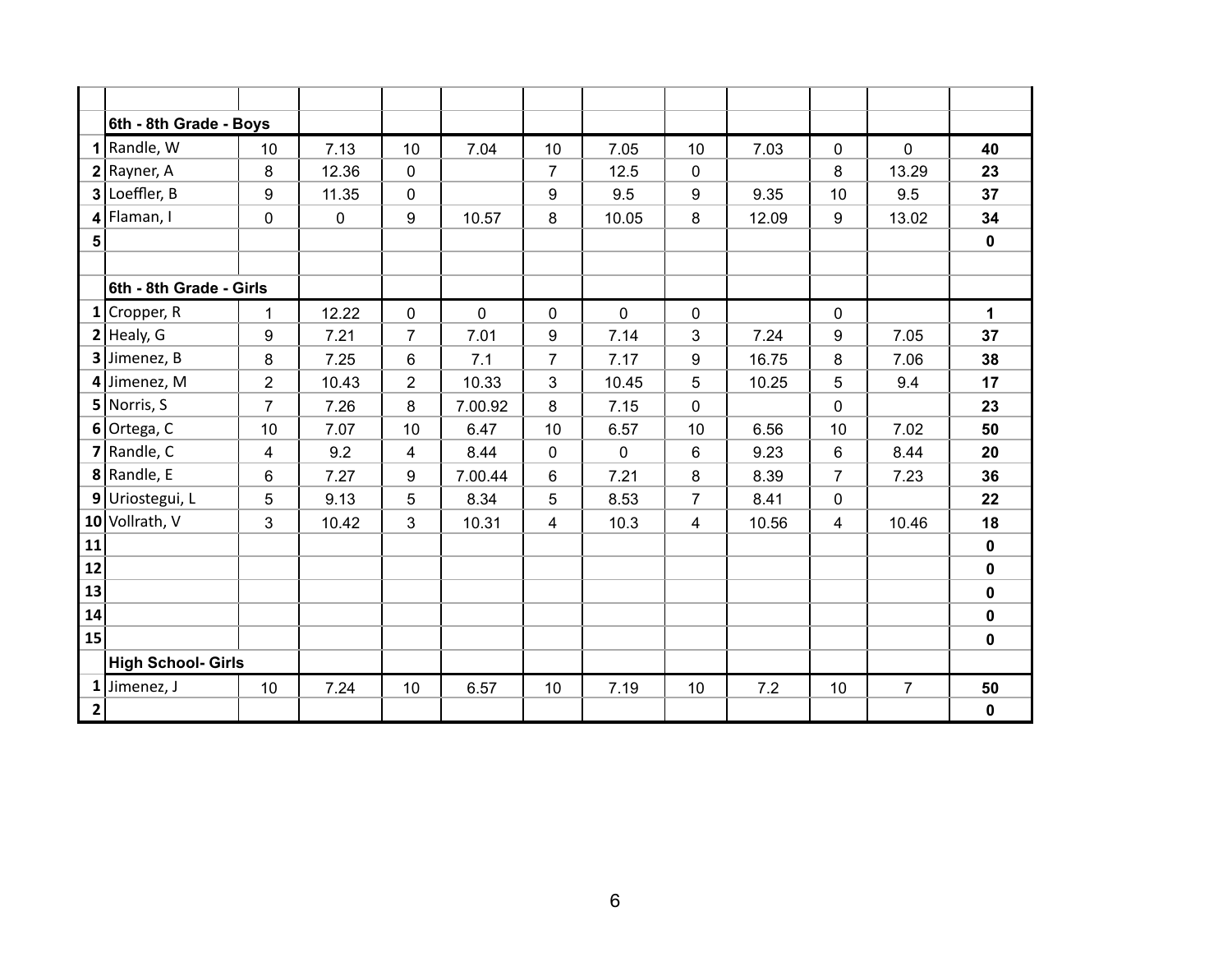| | | | | | | | | | | | | |
|---|---|---|---|---|---|---|---|---|---|---|---|---|
| | | | | | | | | | | | | |
| | **6th - 8th Grade - Boys** | | | | | | | | | | | |
| **1** | Randle, W | 10 | 7.13 | 10 | 7.04 | 10 | 7.05 | 10 | 7.03 | 0 | 0 | **40** |
| **2** | Rayner, A | 8 | 12.36 | 0 | | 7 | 12.5 | 0 | | 8 | 13.29 | **23** |
| **3** | Loeffler, B | 9 | 11.35 | 0 | | 9 | 9.5 | 9 | 9.35 | 10 | 9.5 | **37** |
| **4** | Flaman, I | 0 | 0 | 9 | 10.57 | 8 | 10.05 | 8 | 12.09 | 9 | 13.02 | **34** |
| **5** | | | | | | | | | | | | **0** |
| | | | | | | | | | | | | |
| | **6th - 8th Grade - Girls** | | | | | | | | | | | |
| **1** | Cropper, R | 1 | 12.22 | 0 | 0 | 0 | 0 | 0 | | 0 | | **1** |
| **2** | Healy, G | 9 | 7.21 | 7 | 7.01 | 9 | 7.14 | 3 | 7.24 | 9 | 7.05 | **37** |
| **3** | Jimenez, B | 8 | 7.25 | 6 | 7.1 | 7 | 7.17 | 9 | 16.75 | 8 | 7.06 | **38** |
| **4** | Jimenez, M | 2 | 10.43 | 2 | 10.33 | 3 | 10.45 | 5 | 10.25 | 5 | 9.4 | **17** |
| **5** | Norris, S | 7 | 7.26 | 8 | 7.00.92 | 8 | 7.15 | 0 | | 0 | | **23** |
| **6** | Ortega, C | 10 | 7.07 | 10 | 6.47 | 10 | 6.57 | 10 | 6.56 | 10 | 7.02 | **50** |
| **7** | Randle, C | 4 | 9.2 | 4 | 8.44 | 0 | 0 | 6 | 9.23 | 6 | 8.44 | **20** |
| **8** | Randle, E | 6 | 7.27 | 9 | 7.00.44 | 6 | 7.21 | 8 | 8.39 | 7 | 7.23 | **36** |
| **9** | Uriostegui, L | 5 | 9.13 | 5 | 8.34 | 5 | 8.53 | 7 | 8.41 | 0 | | **22** |
| **10** | Vollrath, V | 3 | 10.42 | 3 | 10.31 | 4 | 10.3 | 4 | 10.56 | 4 | 10.46 | **18** |
| **11** | | | | | | | | | | | | **0** |
| **12** | | | | | | | | | | | | **0** |
| **13** | | | | | | | | | | | | **0** |
| **14** | | | | | | | | | | | | **0** |
| **15** | | | | | | | | | | | | **0** |
| | **High School- Girls** | | | | | | | | | | | |
| **1** | Jimenez, J | 10 | 7.24 | 10 | 6.57 | 10 | 7.19 | 10 | 7.2 | 10 | 7 | **50** |
| **2** | | | | | | | | | | | | **0** |